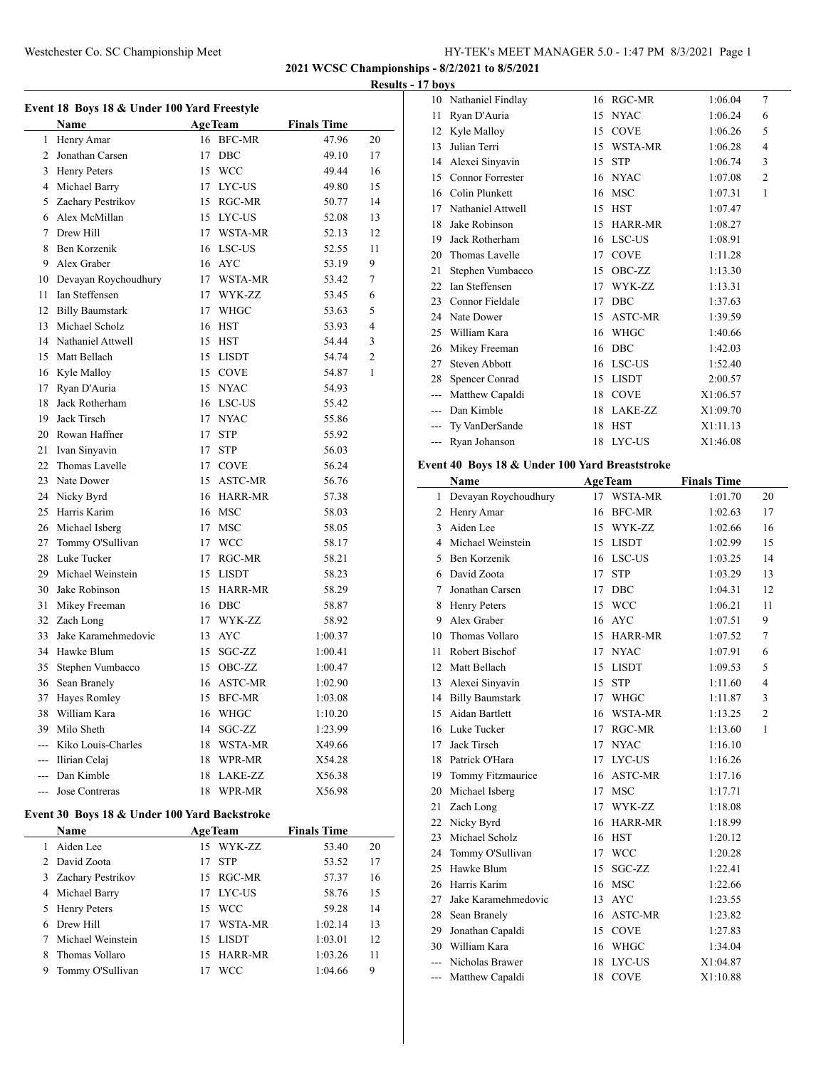**2021 WCSC Championships - 8/2/2021 to 8/5/2021**

**Results - 17 boys**

### Event 18 Boys 18 & Under 100 Yard Freestyle

| | Name | Age | Team | Finals Time | |
|---|---|---|---|---|---|
| 1 | Henry Amar | 16 | BFC-MR | 47.96 | 20 |
| 2 | Jonathan Carsen | 17 | DBC | 49.10 | 17 |
| 3 | Henry Peters | 15 | WCC | 49.44 | 16 |
| 4 | Michael Barry | 17 | LYC-US | 49.80 | 15 |
| 5 | Zachary Pestrikov | 15 | RGC-MR | 50.77 | 14 |
| 6 | Alex McMillan | 15 | LYC-US | 52.08 | 13 |
| 7 | Drew Hill | 17 | WSTA-MR | 52.13 | 12 |
| 8 | Ben Korzenik | 16 | LSC-US | 52.55 | 11 |
| 9 | Alex Graber | 16 | AYC | 53.19 | 9 |
| 10 | Devayan Roychoudhury | 17 | WSTA-MR | 53.42 | 7 |
| 11 | Ian Steffensen | 17 | WYK-ZZ | 53.45 | 6 |
| 12 | Billy Baumstark | 17 | WHGC | 53.63 | 5 |
| 13 | Michael Scholz | 16 | HST | 53.93 | 4 |
| 14 | Nathaniel Attwell | 15 | HST | 54.44 | 3 |
| 15 | Matt Bellach | 15 | LISDT | 54.74 | 2 |
| 16 | Kyle Malloy | 15 | COVE | 54.87 | 1 |
| 17 | Ryan D'Auria | 15 | NYAC | 54.93 | |
| 18 | Jack Rotherham | 16 | LSC-US | 55.42 | |
| 19 | Jack Tirsch | 17 | NYAC | 55.86 | |
| 20 | Rowan Haffner | 17 | STP | 55.92 | |
| 21 | Ivan Sinyavin | 17 | STP | 56.03 | |
| 22 | Thomas Lavelle | 17 | COVE | 56.24 | |
| 23 | Nate Dower | 15 | ASTC-MR | 56.76 | |
| 24 | Nicky Byrd | 16 | HARR-MR | 57.38 | |
| 25 | Harris Karim | 16 | MSC | 58.03 | |
| 26 | Michael Isberg | 17 | MSC | 58.05 | |
| 27 | Tommy O'Sullivan | 17 | WCC | 58.17 | |
| 28 | Luke Tucker | 17 | RGC-MR | 58.21 | |
| 29 | Michael Weinstein | 15 | LISDT | 58.23 | |
| 30 | Jake Robinson | 15 | HARR-MR | 58.29 | |
| 31 | Mikey Freeman | 16 | DBC | 58.87 | |
| 32 | Zach Long | 17 | WYK-ZZ | 58.92 | |
| 33 | Jake Karamehmedovic | 13 | AYC | 1:00.37 | |
| 34 | Hawke Blum | 15 | SGC-ZZ | 1:00.41 | |
| 35 | Stephen Vumbacco | 15 | OBC-ZZ | 1:00.47 | |
| 36 | Sean Branely | 16 | ASTC-MR | 1:02.90 | |
| 37 | Hayes Romley | 15 | BFC-MR | 1:03.08 | |
| 38 | William Kara | 16 | WHGC | 1:10.20 | |
| 39 | Milo Sheth | 14 | SGC-ZZ | 1:23.99 | |
| --- | Kiko Louis-Charles | 18 | WSTA-MR | X49.66 | |
| --- | Ilirian Celaj | 18 | WPR-MR | X54.28 | |
| --- | Dan Kimble | 18 | LAKE-ZZ | X56.38 | |
| --- | Jose Contreras | 18 | WPR-MR | X56.98 | |

### Event 30 Boys 18 & Under 100 Yard Backstroke

| | Name | Age | Team | Finals Time | |
|---|---|---|---|---|---|
| 1 | Aiden Lee | 15 | WYK-ZZ | 53.40 | 20 |
| 2 | David Zoota | 17 | STP | 53.52 | 17 |
| 3 | Zachary Pestrikov | 15 | RGC-MR | 57.37 | 16 |
| 4 | Michael Barry | 17 | LYC-US | 58.76 | 15 |
| 5 | Henry Peters | 15 | WCC | 59.28 | 14 |
| 6 | Drew Hill | 17 | WSTA-MR | 1:02.14 | 13 |
| 7 | Michael Weinstein | 15 | LISDT | 1:03.01 | 12 |
| 8 | Thomas Vollaro | 15 | HARR-MR | 1:03.26 | 11 |
| 9 | Tommy O'Sullivan | 17 | WCC | 1:04.66 | 9 |
| 10 | Nathaniel Findlay | 16 | RGC-MR | 1:06.04 | 7 |
| 11 | Ryan D'Auria | 15 | NYAC | 1:06.24 | 6 |
| 12 | Kyle Malloy | 15 | COVE | 1:06.26 | 5 |
| 13 | Julian Terri | 15 | WSTA-MR | 1:06.28 | 4 |
| 14 | Alexei Sinyavin | 15 | STP | 1:06.74 | 3 |
| 15 | Connor Forrester | 16 | NYAC | 1:07.08 | 2 |
| 16 | Colin Plunkett | 16 | MSC | 1:07.31 | 1 |
| 17 | Nathaniel Attwell | 15 | HST | 1:07.47 | |
| 18 | Jake Robinson | 15 | HARR-MR | 1:08.27 | |
| 19 | Jack Rotherham | 16 | LSC-US | 1:08.91 | |
| 20 | Thomas Lavelle | 17 | COVE | 1:11.28 | |
| 21 | Stephen Vumbacco | 15 | OBC-ZZ | 1:13.30 | |
| 22 | Ian Steffensen | 17 | WYK-ZZ | 1:13.31 | |
| 23 | Connor Fieldale | 17 | DBC | 1:37.63 | |
| 24 | Nate Dower | 15 | ASTC-MR | 1:39.59 | |
| 25 | William Kara | 16 | WHGC | 1:40.66 | |
| 26 | Mikey Freeman | 16 | DBC | 1:42.03 | |
| 27 | Steven Abbott | 16 | LSC-US | 1:52.40 | |
| 28 | Spencer Conrad | 15 | LISDT | 2:00.57 | |
| --- | Matthew Capaldi | 18 | COVE | X1:06.57 | |
| --- | Dan Kimble | 18 | LAKE-ZZ | X1:09.70 | |
| --- | Ty VanDerSande | 18 | HST | X1:11.13 | |
| --- | Ryan Johanson | 18 | LYC-US | X1:46.08 | |

### Event 40 Boys 18 & Under 100 Yard Breaststroke

| | Name | Age | Team | Finals Time | |
|---|---|---|---|---|---|
| 1 | Devayan Roychoudhury | 17 | WSTA-MR | 1:01.70 | 20 |
| 2 | Henry Amar | 16 | BFC-MR | 1:02.63 | 17 |
| 3 | Aiden Lee | 15 | WYK-ZZ | 1:02.66 | 16 |
| 4 | Michael Weinstein | 15 | LISDT | 1:02.99 | 15 |
| 5 | Ben Korzenik | 16 | LSC-US | 1:03.25 | 14 |
| 6 | David Zoota | 17 | STP | 1:03.29 | 13 |
| 7 | Jonathan Carsen | 17 | DBC | 1:04.31 | 12 |
| 8 | Henry Peters | 15 | WCC | 1:06.21 | 11 |
| 9 | Alex Graber | 16 | AYC | 1:07.51 | 9 |
| 10 | Thomas Vollaro | 15 | HARR-MR | 1:07.52 | 7 |
| 11 | Robert Bischof | 17 | NYAC | 1:07.91 | 6 |
| 12 | Matt Bellach | 15 | LISDT | 1:09.53 | 5 |
| 13 | Alexei Sinyavin | 15 | STP | 1:11.60 | 4 |
| 14 | Billy Baumstark | 17 | WHGC | 1:11.87 | 3 |
| 15 | Aidan Bartlett | 16 | WSTA-MR | 1:13.25 | 2 |
| 16 | Luke Tucker | 17 | RGC-MR | 1:13.60 | 1 |
| 17 | Jack Tirsch | 17 | NYAC | 1:16.10 | |
| 18 | Patrick O'Hara | 17 | LYC-US | 1:16.26 | |
| 19 | Tommy Fitzmaurice | 16 | ASTC-MR | 1:17.16 | |
| 20 | Michael Isberg | 17 | MSC | 1:17.71 | |
| 21 | Zach Long | 17 | WYK-ZZ | 1:18.08 | |
| 22 | Nicky Byrd | 16 | HARR-MR | 1:18.99 | |
| 23 | Michael Scholz | 16 | HST | 1:20.12 | |
| 24 | Tommy O'Sullivan | 17 | WCC | 1:20.28 | |
| 25 | Hawke Blum | 15 | SGC-ZZ | 1:22.41 | |
| 26 | Harris Karim | 16 | MSC | 1:22.66 | |
| 27 | Jake Karamehmedovic | 13 | AYC | 1:23.55 | |
| 28 | Sean Branely | 16 | ASTC-MR | 1:23.82 | |
| 29 | Jonathan Capaldi | 15 | COVE | 1:27.83 | |
| 30 | William Kara | 16 | WHGC | 1:34.04 | |
| --- | Nicholas Brawer | 18 | LYC-US | X1:04.87 | |
| --- | Matthew Capaldi | 18 | COVE | X1:10.88 | |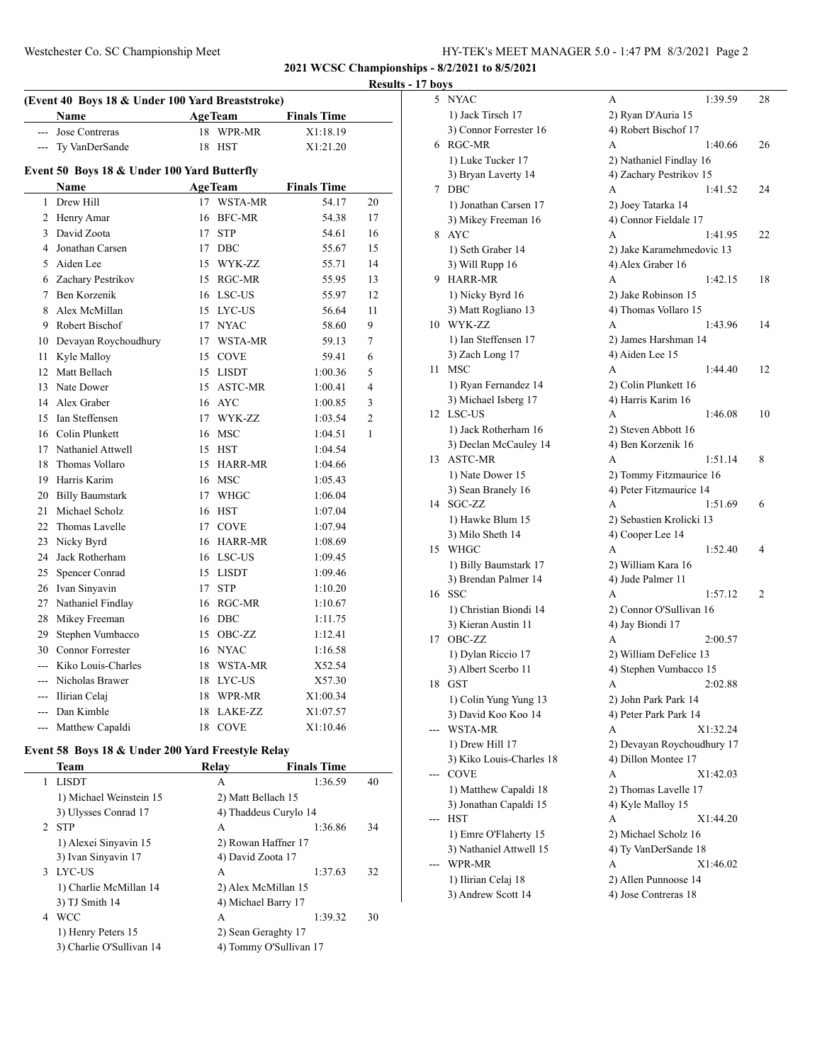## 2021 WCSC Championships - 8/2/2021 to 8/5/2021

### Results - 17 boys

**(Event 40 Boys 18 & Under 100 Yard Breaststroke)**

| | Name | Age | Team | Finals Time | |
|---|---|---|---|---|---|
| --- | Jose Contreras | 18 | WPR-MR | X1:18.19 | |
| --- | Ty VanDerSande | 18 | HST | X1:21.20 | |

**Event 50 Boys 18 & Under 100 Yard Butterfly**

| | Name | Age | Team | Finals Time | |
|---|---|---|---|---|---|
| 1 | Drew Hill | 17 | WSTA-MR | 54.17 | 20 |
| 2 | Henry Amar | 16 | BFC-MR | 54.38 | 17 |
| 3 | David Zoota | 17 | STP | 54.61 | 16 |
| 4 | Jonathan Carsen | 17 | DBC | 55.67 | 15 |
| 5 | Aiden Lee | 15 | WYK-ZZ | 55.71 | 14 |
| 6 | Zachary Pestrikov | 15 | RGC-MR | 55.95 | 13 |
| 7 | Ben Korzenik | 16 | LSC-US | 55.97 | 12 |
| 8 | Alex McMillan | 15 | LYC-US | 56.64 | 11 |
| 9 | Robert Bischof | 17 | NYAC | 58.60 | 9 |
| 10 | Devayan Roychoudhury | 17 | WSTA-MR | 59.13 | 7 |
| 11 | Kyle Malloy | 15 | COVE | 59.41 | 6 |
| 12 | Matt Bellach | 15 | LISDT | 1:00.36 | 5 |
| 13 | Nate Dower | 15 | ASTC-MR | 1:00.41 | 4 |
| 14 | Alex Graber | 16 | AYC | 1:00.85 | 3 |
| 15 | Ian Steffensen | 17 | WYK-ZZ | 1:03.54 | 2 |
| 16 | Colin Plunkett | 16 | MSC | 1:04.51 | 1 |
| 17 | Nathaniel Attwell | 15 | HST | 1:04.54 | |
| 18 | Thomas Vollaro | 15 | HARR-MR | 1:04.66 | |
| 19 | Harris Karim | 16 | MSC | 1:05.43 | |
| 20 | Billy Baumstark | 17 | WHGC | 1:06.04 | |
| 21 | Michael Scholz | 16 | HST | 1:07.04 | |
| 22 | Thomas Lavelle | 17 | COVE | 1:07.94 | |
| 23 | Nicky Byrd | 16 | HARR-MR | 1:08.69 | |
| 24 | Jack Rotherham | 16 | LSC-US | 1:09.45 | |
| 25 | Spencer Conrad | 15 | LISDT | 1:09.46 | |
| 26 | Ivan Sinyavin | 17 | STP | 1:10.20 | |
| 27 | Nathaniel Findlay | 16 | RGC-MR | 1:10.67 | |
| 28 | Mikey Freeman | 16 | DBC | 1:11.75 | |
| 29 | Stephen Vumbacco | 15 | OBC-ZZ | 1:12.41 | |
| 30 | Connor Forrester | 16 | NYAC | 1:16.58 | |
| --- | Kiko Louis-Charles | 18 | WSTA-MR | X52.54 | |
| --- | Nicholas Brawer | 18 | LYC-US | X57.30 | |
| --- | Ilirian Celaj | 18 | WPR-MR | X1:00.34 | |
| --- | Dan Kimble | 18 | LAKE-ZZ | X1:07.57 | |
| --- | Matthew Capaldi | 18 | COVE | X1:10.46 | |

**Event 58 Boys 18 & Under 200 Yard Freestyle Relay**

| | Team | Relay | Finals Time | |
|---|---|---|---|---|
| 1 | LISDT | A | 1:36.59 | 40 |
| | 1) Michael Weinstein 15 | 2) Matt Bellach 15 | | |
| | 3) Ulysses Conrad 17 | 4) Thaddeus Curylo 14 | | |
| 2 | STP | A | 1:36.86 | 34 |
| | 1) Alexei Sinyavin 15 | 2) Rowan Haffner 17 | | |
| | 3) Ivan Sinyavin 17 | 4) David Zoota 17 | | |
| 3 | LYC-US | A | 1:37.63 | 32 |
| | 1) Charlie McMillan 14 | 2) Alex McMillan 15 | | |
| | 3) TJ Smith 14 | 4) Michael Barry 17 | | |
| 4 | WCC | A | 1:39.32 | 30 |
| | 1) Henry Peters 15 | 2) Sean Geraghty 17 | | |
| | 3) Charlie O'Sullivan 14 | 4) Tommy O'Sullivan 17 | | |
| 5 | NYAC | A | 1:39.59 | 28 |
| | 1) Jack Tirsch 17 | 2) Ryan D'Auria 15 | | |
| | 3) Connor Forrester 16 | 4) Robert Bischof 17 | | |
| 6 | RGC-MR | A | 1:40.66 | 26 |
| | 1) Luke Tucker 17 | 2) Nathaniel Findlay 16 | | |
| | 3) Bryan Laverty 14 | 4) Zachary Pestrikov 15 | | |
| 7 | DBC | A | 1:41.52 | 24 |
| | 1) Jonathan Carsen 17 | 2) Joey Tatarka 14 | | |
| | 3) Mikey Freeman 16 | 4) Connor Fieldale 17 | | |
| 8 | AYC | A | 1:41.95 | 22 |
| | 1) Seth Graber 14 | 2) Jake Karamehmedovic 13 | | |
| | 3) Will Rupp 16 | 4) Alex Graber 16 | | |
| 9 | HARR-MR | A | 1:42.15 | 18 |
| | 1) Nicky Byrd 16 | 2) Jake Robinson 15 | | |
| | 3) Matt Rogliano 13 | 4) Thomas Vollaro 15 | | |
| 10 | WYK-ZZ | A | 1:43.96 | 14 |
| | 1) Ian Steffensen 17 | 2) James Harshman 14 | | |
| | 3) Zach Long 17 | 4) Aiden Lee 15 | | |
| 11 | MSC | A | 1:44.40 | 12 |
| | 1) Ryan Fernandez 14 | 2) Colin Plunkett 16 | | |
| | 3) Michael Isberg 17 | 4) Harris Karim 16 | | |
| 12 | LSC-US | A | 1:46.08 | 10 |
| | 1) Jack Rotherham 16 | 2) Steven Abbott 16 | | |
| | 3) Declan McCauley 14 | 4) Ben Korzenik 16 | | |
| 13 | ASTC-MR | A | 1:51.14 | 8 |
| | 1) Nate Dower 15 | 2) Tommy Fitzmaurice 16 | | |
| | 3) Sean Branely 16 | 4) Peter Fitzmaurice 14 | | |
| 14 | SGC-ZZ | A | 1:51.69 | 6 |
| | 1) Hawke Blum 15 | 2) Sebastien Krolicki 13 | | |
| | 3) Milo Sheth 14 | 4) Cooper Lee 14 | | |
| 15 | WHGC | A | 1:52.40 | 4 |
| | 1) Billy Baumstark 17 | 2) William Kara 16 | | |
| | 3) Brendan Palmer 14 | 4) Jude Palmer 11 | | |
| 16 | SSC | A | 1:57.12 | 2 |
| | 1) Christian Biondi 14 | 2) Connor O'Sullivan 16 | | |
| | 3) Kieran Austin 11 | 4) Jay Biondi 17 | | |
| 17 | OBC-ZZ | A | 2:00.57 | |
| | 1) Dylan Riccio 17 | 2) William DeFelice 13 | | |
| | 3) Albert Scerbo 11 | 4) Stephen Vumbacco 15 | | |
| 18 | GST | A | 2:02.88 | |
| | 1) Colin Yung Yung 13 | 2) John Park Park 14 | | |
| | 3) David Koo Koo 14 | 4) Peter Park Park 14 | | |
| --- | WSTA-MR | A | X1:32.24 | |
| | 1) Drew Hill 17 | 2) Devayan Roychoudhury 17 | | |
| | 3) Kiko Louis-Charles 18 | 4) Dillon Montee 17 | | |
| --- | COVE | A | X1:42.03 | |
| | 1) Matthew Capaldi 18 | 2) Thomas Lavelle 17 | | |
| | 3) Jonathan Capaldi 15 | 4) Kyle Malloy 15 | | |
| --- | HST | A | X1:44.20 | |
| | 1) Emre O'Flaherty 15 | 2) Michael Scholz 16 | | |
| | 3) Nathaniel Attwell 15 | 4) Ty VanDerSande 18 | | |
| --- | WPR-MR | A | X1:46.02 | |
| | 1) Ilirian Celaj 18 | 2) Allen Punnoose 14 | | |
| | 3) Andrew Scott 14 | 4) Jose Contreras 18 | | |